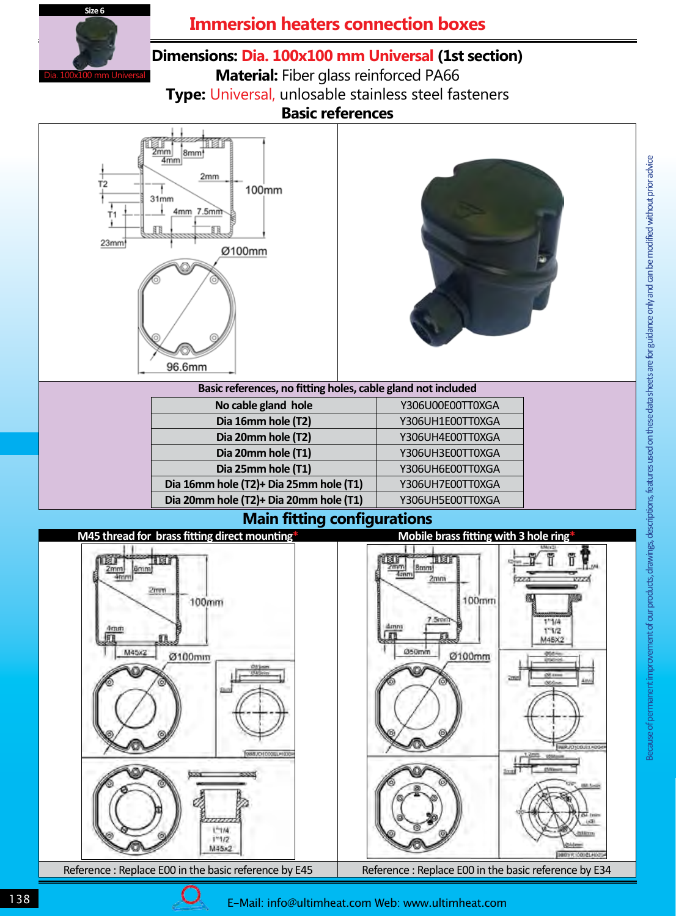Size 6

Dia. 100x100 mm Universal

# Immersion heaters connection boxes

**Dimensions:** Dia. 100x100 mm Universal (1st section)

**Material:** Fiber glass reinforced PA66

**Type:** Universal, unlosable stainless steel fasteners

## Basic references

**Basic references, no fitting holes, cable gland not included**

| | |
|---|---|
| **No cable gland hole** | Y306U00E00TT0XGA |
| **Dia 16mm hole (T2)** | Y306UH1E00TT0XGA |
| **Dia 20mm hole (T2)** | Y306UH4E00TT0XGA |
| **Dia 20mm hole (T1)** | Y306UH3E00TT0XGA |
| **Dia 25mm hole (T1)** | Y306UH6E00TT0XGA |
| **Dia 16mm hole (T2)+ Dia 25mm hole (T1)** | Y306UH7E00TT0XGA |
| **Dia 20mm hole (T2)+ Dia 20mm hole (T1)** | Y306UH5E00TT0XGA |

## Main fitting configurations

| M45 thread for brass fitting direct mounting* | Mobile brass fitting with 3 hole ring* |
|---|---|
| Reference : Replace E00 in the basic reference by E45 | Reference : Replace E00 in the basic reference by E34 |

Because of permanent improvement of our products, drawings, descriptions, features used on these data sheets are for guidance only and can be modified without prior advice

E-Mail: info@ultimheat.com Web: www.ultimheat.com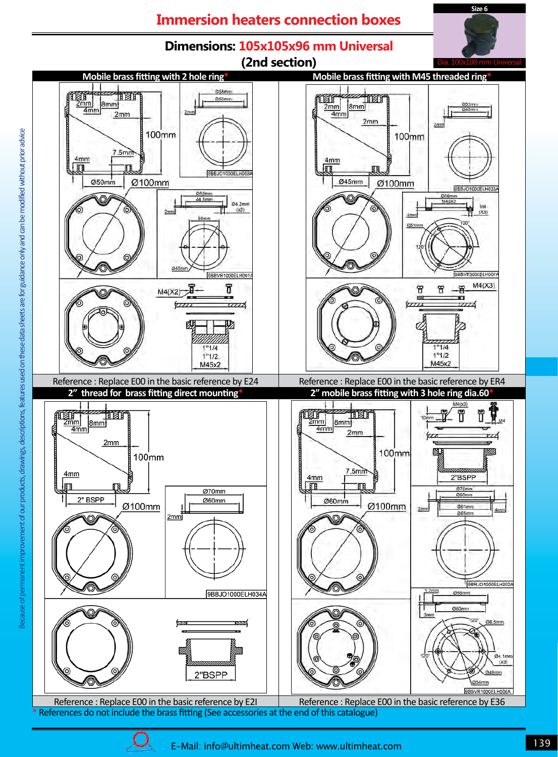# Immersion heaters connection boxes

## Dimensions: 105x105x96 mm Universal

### (2nd section)

Size 6

Dia. 100x100 mm Universal

**Mobile brass fitting with 2 hole ring***

2mm
8mm
4mm
2mm
100mm
7.5mm
4mm
Ø50mm
Ø100mm
Ø58mm
Ø50mm
2mm
9BBJO1000ELH008A
Ø65mm
44.8mm
Ø4.2mm (x2)
2mm
36mm
Ø45mm
9BBVR1000ELH001A
M4(X2)
1"1/4
1"1/2
M45x2

Reference : Replace E00 in the basic reference by E24

**Mobile brass fitting with M45 threaded ring***

2mm
8mm
4mm
2mm
100mm
4mm
Ø45mm
Ø100mm
Ø53mm
Ø45mm
2mm
9BBJO1000ELH033A
Ø58mm
M45X2
M4 (X3)
4mm
Ø51mm
120°
120°
9BBVE3000ELH007A
M4(X3)
1"1/4
1"1/2
M45x2

Reference : Replace E00 in the basic reference by ER4

**2" thread for brass fitting direct mounting***

2mm
8mm
4mm
2mm
100mm
4mm
2" BSPP
Ø100mm
Ø70mm
Ø60mm
2mm
9BBJO1000ELH034A
2"BSPP

Reference : Replace E00 in the basic reference by E2I

**2" mobile brass fitting with 3 hole ring dia.60***

2mm
8mm
4mm
2mm
100mm
7.5mm
4mm
Ø60mm
Ø100mm
M4(x3)
10mm
M4
2"BSPP
Ø70mm
Ø60mm
2mm
Ø61mm
Ø65mm
4mm
9BRJO1000ELH202A
1.2mm
Ø66mm
Ø60mm
3mm
120°
Ø6.5mm
120°
Ø4.1mm (x3)
Ø48mm
Ø54mm
9BBVR1000ELH006A

Reference : Replace E00 in the basic reference by E36

\* References do not include the brass fitting (See accessories at the end of this catalogue)

Because of permanent improvement of our products, drawings, descriptions, features used on these data sheets are for guidance only and can be modified without prior advice

E-Mail: info@ultimheat.com Web: www.ultimheat.com